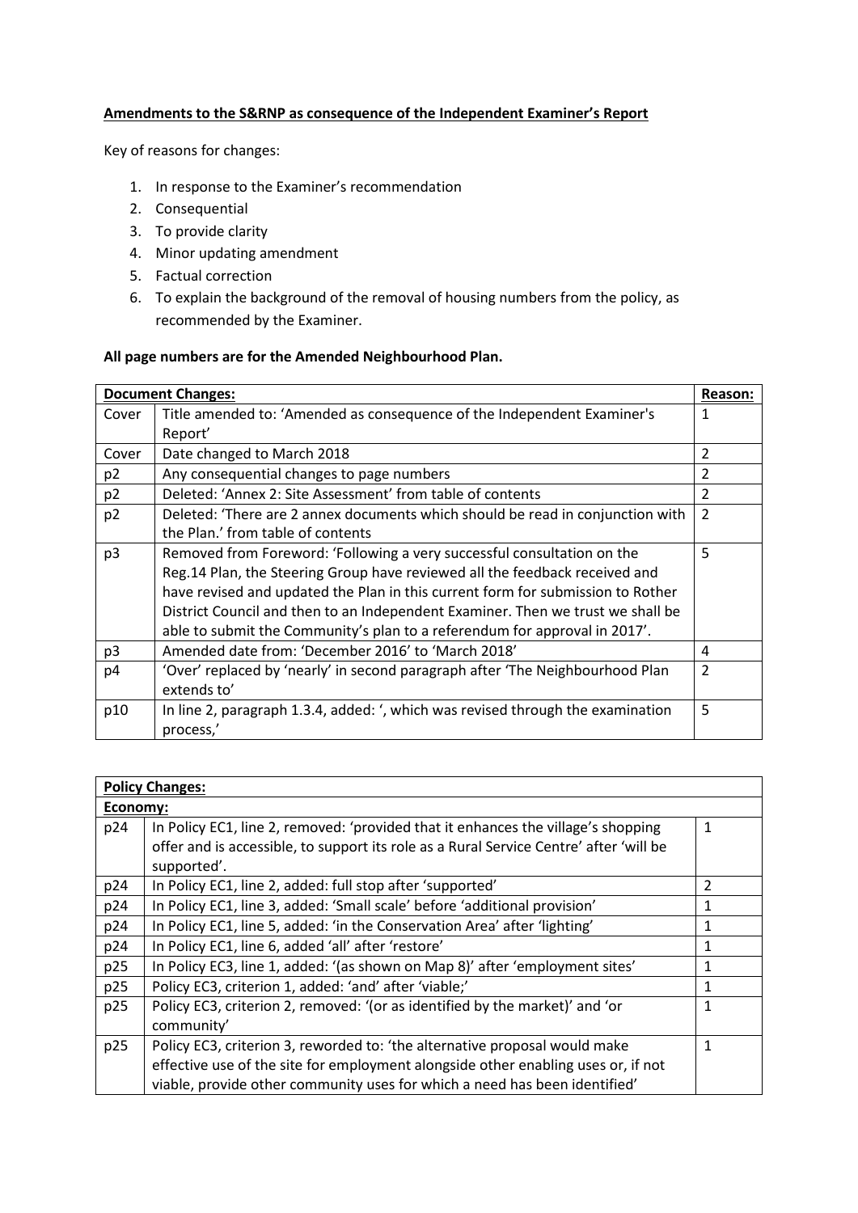**<u>Amendments to the S&RNP as consequence of the Independent Examiner's Report</u>**

Key of reasons for changes:

1. In response to the Examiner's recommendation
2. Consequential
3. To provide clarity
4. Minor updating amendment
5. Factual correction
6. To explain the background of the removal of housing numbers from the policy, as recommended by the Examiner.

**All page numbers are for the Amended Neighbourhood Plan.**

| **Document Changes:** | | **Reason:** |
|---|---|---|
| Cover | Title amended to: 'Amended as consequence of the Independent Examiner's Report' | 1 |
| Cover | Date changed to March 2018 | 2 |
| p2 | Any consequential changes to page numbers | 2 |
| p2 | Deleted: 'Annex 2: Site Assessment' from table of contents | 2 |
| p2 | Deleted: 'There are 2 annex documents which should be read in conjunction with the Plan.' from table of contents | 2 |
| p3 | Removed from Foreword: 'Following a very successful consultation on the Reg.14 Plan, the Steering Group have reviewed all the feedback received and have revised and updated the Plan in this current form for submission to Rother District Council and then to an Independent Examiner. Then we trust we shall be able to submit the Community's plan to a referendum for approval in 2017'. | 5 |
| p3 | Amended date from: 'December 2016' to 'March 2018' | 4 |
| p4 | 'Over' replaced by 'nearly' in second paragraph after 'The Neighbourhood Plan extends to' | 2 |
| p10 | In line 2, paragraph 1.3.4, added: ', which was revised through the examination process,' | 5 |

| **Policy Changes:** | | |
|---|---|---|
| **Economy:** | | |
| p24 | In Policy EC1, line 2, removed: 'provided that it enhances the village's shopping offer and is accessible, to support its role as a Rural Service Centre' after 'will be supported'. | 1 |
| p24 | In Policy EC1, line 2, added: full stop after 'supported' | 2 |
| p24 | In Policy EC1, line 3, added: 'Small scale' before 'additional provision' | 1 |
| p24 | In Policy EC1, line 5, added: 'in the Conservation Area' after 'lighting' | 1 |
| p24 | In Policy EC1, line 6, added 'all' after 'restore' | 1 |
| p25 | In Policy EC3, line 1, added: '(as shown on Map 8)' after 'employment sites' | 1 |
| p25 | Policy EC3, criterion 1, added: 'and' after 'viable;' | 1 |
| p25 | Policy EC3, criterion 2, removed: '(or as identified by the market)' and 'or community' | 1 |
| p25 | Policy EC3, criterion 3, reworded to: 'the alternative proposal would make effective use of the site for employment alongside other enabling uses or, if not viable, provide other community uses for which a need has been identified' | 1 |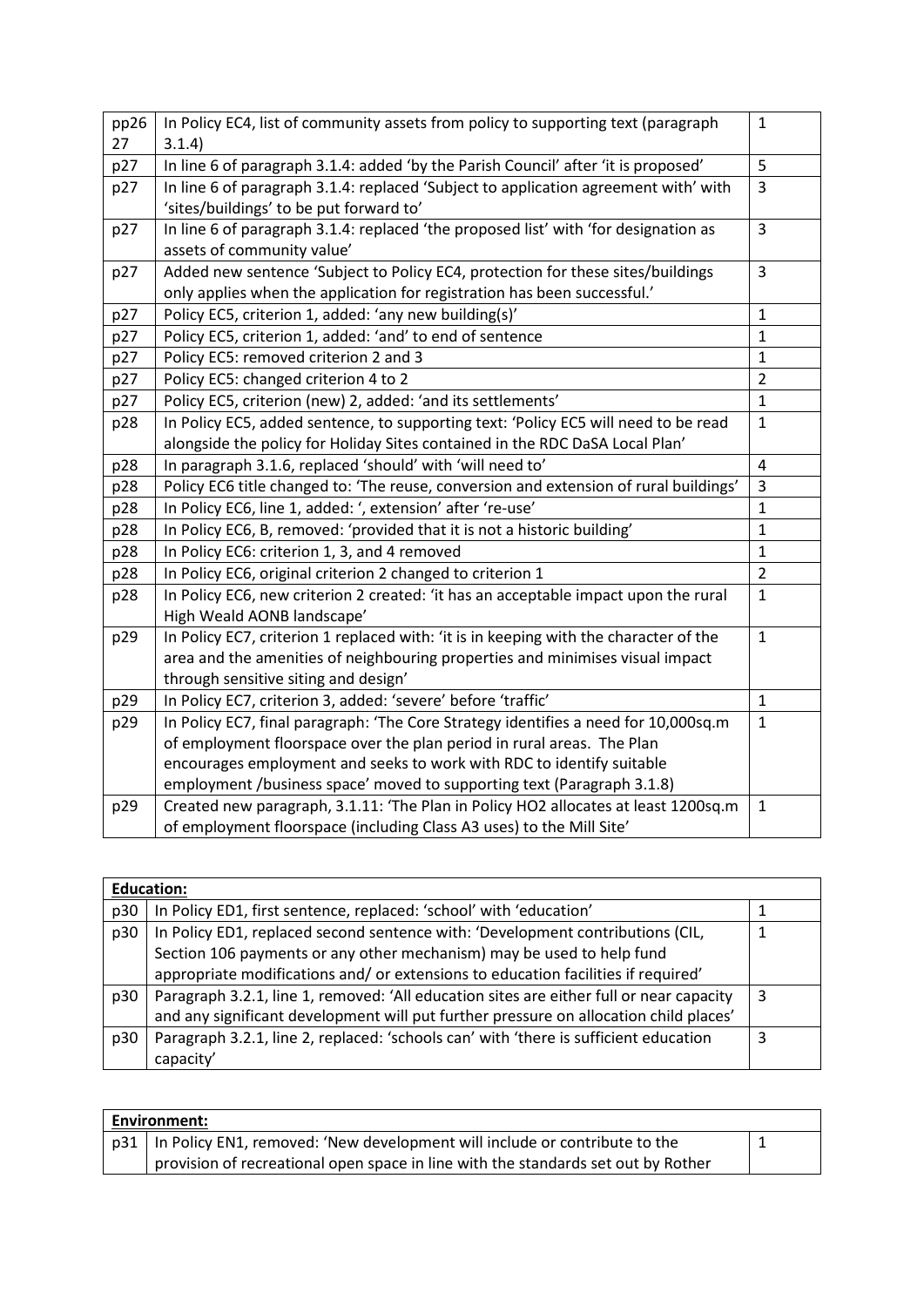| | | |
|---|---|---|
| pp26 27 | In Policy EC4, list of community assets from policy to supporting text (paragraph 3.1.4) | 1 |
| p27 | In line 6 of paragraph 3.1.4: added 'by the Parish Council' after 'it is proposed' | 5 |
| p27 | In line 6 of paragraph 3.1.4: replaced 'Subject to application agreement with' with 'sites/buildings' to be put forward to' | 3 |
| p27 | In line 6 of paragraph 3.1.4: replaced 'the proposed list' with 'for designation as assets of community value' | 3 |
| p27 | Added new sentence 'Subject to Policy EC4, protection for these sites/buildings only applies when the application for registration has been successful.' | 3 |
| p27 | Policy EC5, criterion 1, added: 'any new building(s)' | 1 |
| p27 | Policy EC5, criterion 1, added: 'and' to end of sentence | 1 |
| p27 | Policy EC5: removed criterion 2 and 3 | 1 |
| p27 | Policy EC5: changed criterion 4 to 2 | 2 |
| p27 | Policy EC5, criterion (new) 2, added: 'and its settlements' | 1 |
| p28 | In Policy EC5, added sentence, to supporting text: 'Policy EC5 will need to be read alongside the policy for Holiday Sites contained in the RDC DaSA Local Plan' | 1 |
| p28 | In paragraph 3.1.6, replaced 'should' with 'will need to' | 4 |
| p28 | Policy EC6 title changed to: 'The reuse, conversion and extension of rural buildings' | 3 |
| p28 | In Policy EC6, line 1, added: ', extension' after 're-use' | 1 |
| p28 | In Policy EC6, B, removed: 'provided that it is not a historic building' | 1 |
| p28 | In Policy EC6: criterion 1, 3, and 4 removed | 1 |
| p28 | In Policy EC6, original criterion 2 changed to criterion 1 | 2 |
| p28 | In Policy EC6, new criterion 2 created: 'it has an acceptable impact upon the rural High Weald AONB landscape' | 1 |
| p29 | In Policy EC7, criterion 1 replaced with: 'it is in keeping with the character of the area and the amenities of neighbouring properties and minimises visual impact through sensitive siting and design' | 1 |
| p29 | In Policy EC7, criterion 3, added: 'severe' before 'traffic' | 1 |
| p29 | In Policy EC7, final paragraph: 'The Core Strategy identifies a need for 10,000sq.m of employment floorspace over the plan period in rural areas. The Plan encourages employment and seeks to work with RDC to identify suitable employment /business space' moved to supporting text (Paragraph 3.1.8) | 1 |
| p29 | Created new paragraph, 3.1.11: 'The Plan in Policy HO2 allocates at least 1200sq.m of employment floorspace (including Class A3 uses) to the Mill Site' | 1 |

| **Education:** | | |
|---|---|---|
| p30 | In Policy ED1, first sentence, replaced: 'school' with 'education' | 1 |
| p30 | In Policy ED1, replaced second sentence with: 'Development contributions (CIL, Section 106 payments or any other mechanism) may be used to help fund appropriate modifications and/ or extensions to education facilities if required' | 1 |
| p30 | Paragraph 3.2.1, line 1, removed: 'All education sites are either full or near capacity and any significant development will put further pressure on allocation child places' | 3 |
| p30 | Paragraph 3.2.1, line 2, replaced: 'schools can' with 'there is sufficient education capacity' | 3 |

| **Environment:** | | |
|---|---|---|
| p31 | In Policy EN1, removed: 'New development will include or contribute to the provision of recreational open space in line with the standards set out by Rother | 1 |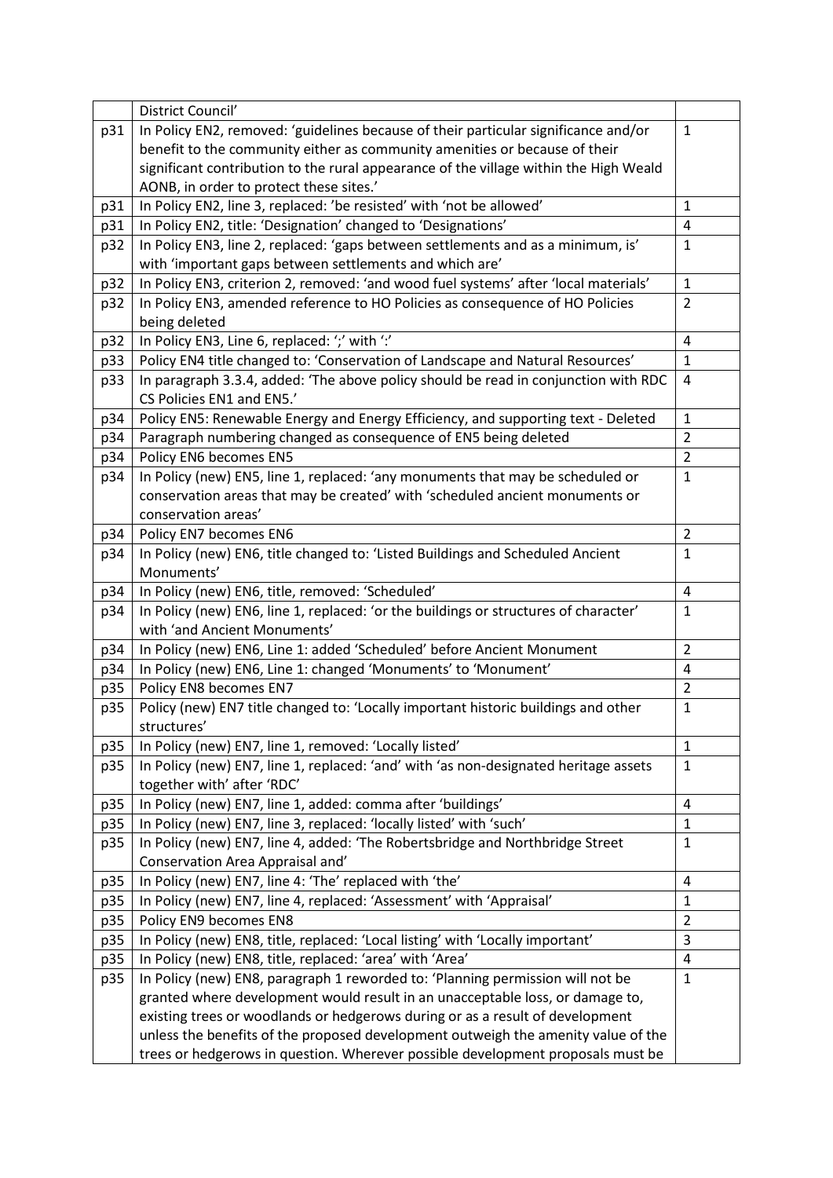|  |  |  |
|---|---|---|
|  | District Council' |  |
| p31 | In Policy EN2, removed: 'guidelines because of their particular significance and/or benefit to the community either as community amenities or because of their significant contribution to the rural appearance of the village within the High Weald AONB, in order to protect these sites.' | 1 |
| p31 | In Policy EN2, line 3, replaced: 'be resisted' with 'not be allowed' | 1 |
| p31 | In Policy EN2, title: 'Designation' changed to 'Designations' | 4 |
| p32 | In Policy EN3, line 2, replaced: 'gaps between settlements and as a minimum, is' with 'important gaps between settlements and which are' | 1 |
| p32 | In Policy EN3, criterion 2, removed: 'and wood fuel systems' after 'local materials' | 1 |
| p32 | In Policy EN3, amended reference to HO Policies as consequence of HO Policies being deleted | 2 |
| p32 | In Policy EN3, Line 6, replaced: ';' with ':' | 4 |
| p33 | Policy EN4 title changed to: 'Conservation of Landscape and Natural Resources' | 1 |
| p33 | In paragraph 3.3.4, added: 'The above policy should be read in conjunction with RDC CS Policies EN1 and EN5.' | 4 |
| p34 | Policy EN5: Renewable Energy and Energy Efficiency, and supporting text - Deleted | 1 |
| p34 | Paragraph numbering changed as consequence of EN5 being deleted | 2 |
| p34 | Policy EN6 becomes EN5 | 2 |
| p34 | In Policy (new) EN5, line 1, replaced: 'any monuments that may be scheduled or conservation areas that may be created' with 'scheduled ancient monuments or conservation areas' | 1 |
| p34 | Policy EN7 becomes EN6 | 2 |
| p34 | In Policy (new) EN6, title changed to: 'Listed Buildings and Scheduled Ancient Monuments' | 1 |
| p34 | In Policy (new) EN6, title, removed: 'Scheduled' | 4 |
| p34 | In Policy (new) EN6, line 1, replaced: 'or the buildings or structures of character' with 'and Ancient Monuments' | 1 |
| p34 | In Policy (new) EN6, Line 1: added 'Scheduled' before Ancient Monument | 2 |
| p34 | In Policy (new) EN6, Line 1: changed 'Monuments' to 'Monument' | 4 |
| p35 | Policy EN8 becomes EN7 | 2 |
| p35 | Policy (new) EN7 title changed to: 'Locally important historic buildings and other structures' | 1 |
| p35 | In Policy (new) EN7, line 1, removed: 'Locally listed' | 1 |
| p35 | In Policy (new) EN7, line 1, replaced: 'and' with 'as non-designated heritage assets together with' after 'RDC' | 1 |
| p35 | In Policy (new) EN7, line 1, added: comma after 'buildings' | 4 |
| p35 | In Policy (new) EN7, line 3, replaced: 'locally listed' with 'such' | 1 |
| p35 | In Policy (new) EN7, line 4, added: 'The Robertsbridge and Northbridge Street Conservation Area Appraisal and' | 1 |
| p35 | In Policy (new) EN7, line 4: 'The' replaced with 'the' | 4 |
| p35 | In Policy (new) EN7, line 4, replaced: 'Assessment' with 'Appraisal' | 1 |
| p35 | Policy EN9 becomes EN8 | 2 |
| p35 | In Policy (new) EN8, title, replaced: 'Local listing' with 'Locally important' | 3 |
| p35 | In Policy (new) EN8, title, replaced: 'area' with 'Area' | 4 |
| p35 | In Policy (new) EN8, paragraph 1 reworded to: 'Planning permission will not be granted where development would result in an unacceptable loss, or damage to, existing trees or woodlands or hedgerows during or as a result of development unless the benefits of the proposed development outweigh the amenity value of the trees or hedgerows in question. Wherever possible development proposals must be | 1 |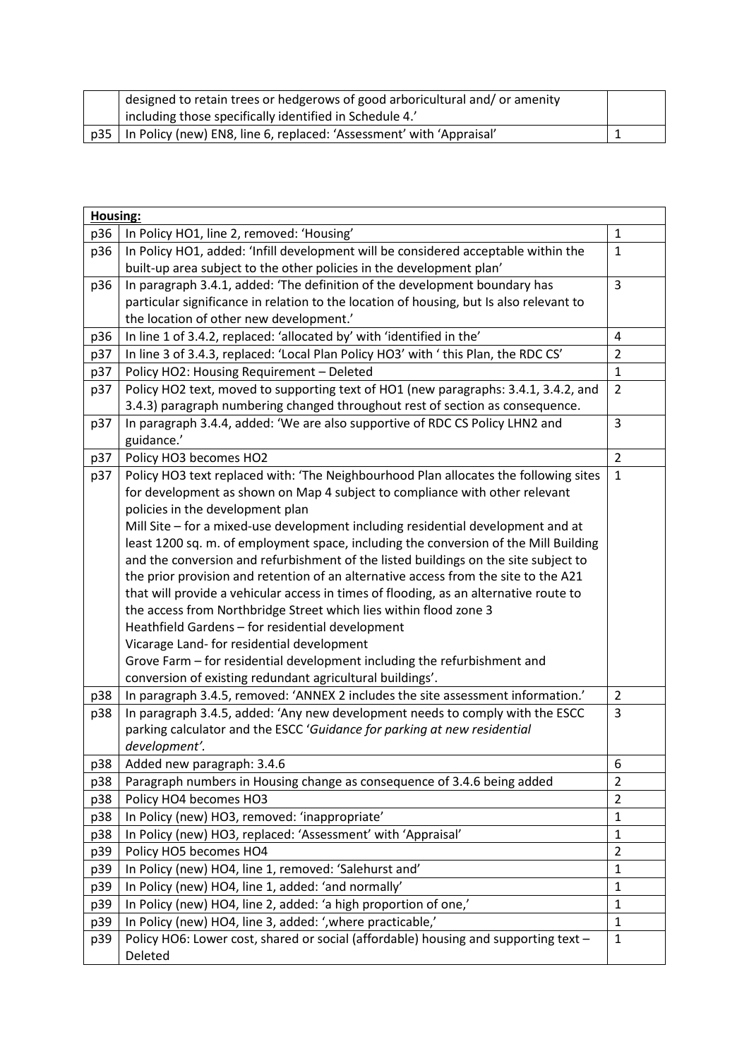| | | |
|---|---|---|
| | designed to retain trees or hedgerows of good arboricultural and/ or amenity including those specifically identified in Schedule 4.' | |
| p35 | In Policy (new) EN8, line 6, replaced: 'Assessment' with 'Appraisal' | 1 |

| **Housing:** | | |
|---|---|---|
| p36 | In Policy HO1, line 2, removed: 'Housing' | 1 |
| p36 | In Policy HO1, added: 'Infill development will be considered acceptable within the built-up area subject to the other policies in the development plan' | 1 |
| p36 | In paragraph 3.4.1, added: 'The definition of the development boundary has particular significance in relation to the location of housing, but Is also relevant to the location of other new development.' | 3 |
| p36 | In line 1 of 3.4.2, replaced: 'allocated by' with 'identified in the' | 4 |
| p37 | In line 3 of 3.4.3, replaced: 'Local Plan Policy HO3' with ' this Plan, the RDC CS' | 2 |
| p37 | Policy HO2: Housing Requirement – Deleted | 1 |
| p37 | Policy HO2 text, moved to supporting text of HO1 (new paragraphs: 3.4.1, 3.4.2, and 3.4.3) paragraph numbering changed throughout rest of section as consequence. | 2 |
| p37 | In paragraph 3.4.4, added: 'We are also supportive of RDC CS Policy LHN2 and guidance.' | 3 |
| p37 | Policy HO3 becomes HO2 | 2 |
| p37 | Policy HO3 text replaced with: 'The Neighbourhood Plan allocates the following sites for development as shown on Map 4 subject to compliance with other relevant policies in the development plan<br>Mill Site – for a mixed-use development including residential development and at least 1200 sq. m. of employment space, including the conversion of the Mill Building and the conversion and refurbishment of the listed buildings on the site subject to the prior provision and retention of an alternative access from the site to the A21 that will provide a vehicular access in times of flooding, as an alternative route to the access from Northbridge Street which lies within flood zone 3<br>Heathfield Gardens – for residential development<br>Vicarage Land- for residential development<br>Grove Farm – for residential development including the refurbishment and conversion of existing redundant agricultural buildings'. | 1 |
| p38 | In paragraph 3.4.5, removed: 'ANNEX 2 includes the site assessment information.' | 2 |
| p38 | In paragraph 3.4.5, added: 'Any new development needs to comply with the ESCC parking calculator and the ESCC '*Guidance for parking at new residential development'*. | 3 |
| p38 | Added new paragraph: 3.4.6 | 6 |
| p38 | Paragraph numbers in Housing change as consequence of 3.4.6 being added | 2 |
| p38 | Policy HO4 becomes HO3 | 2 |
| p38 | In Policy (new) HO3, removed: 'inappropriate' | 1 |
| p38 | In Policy (new) HO3, replaced: 'Assessment' with 'Appraisal' | 1 |
| p39 | Policy HO5 becomes HO4 | 2 |
| p39 | In Policy (new) HO4, line 1, removed: 'Salehurst and' | 1 |
| p39 | In Policy (new) HO4, line 1, added: 'and normally' | 1 |
| p39 | In Policy (new) HO4, line 2, added: 'a high proportion of one,' | 1 |
| p39 | In Policy (new) HO4, line 3, added: ',where practicable,' | 1 |
| p39 | Policy HO6: Lower cost, shared or social (affordable) housing and supporting text – Deleted | 1 |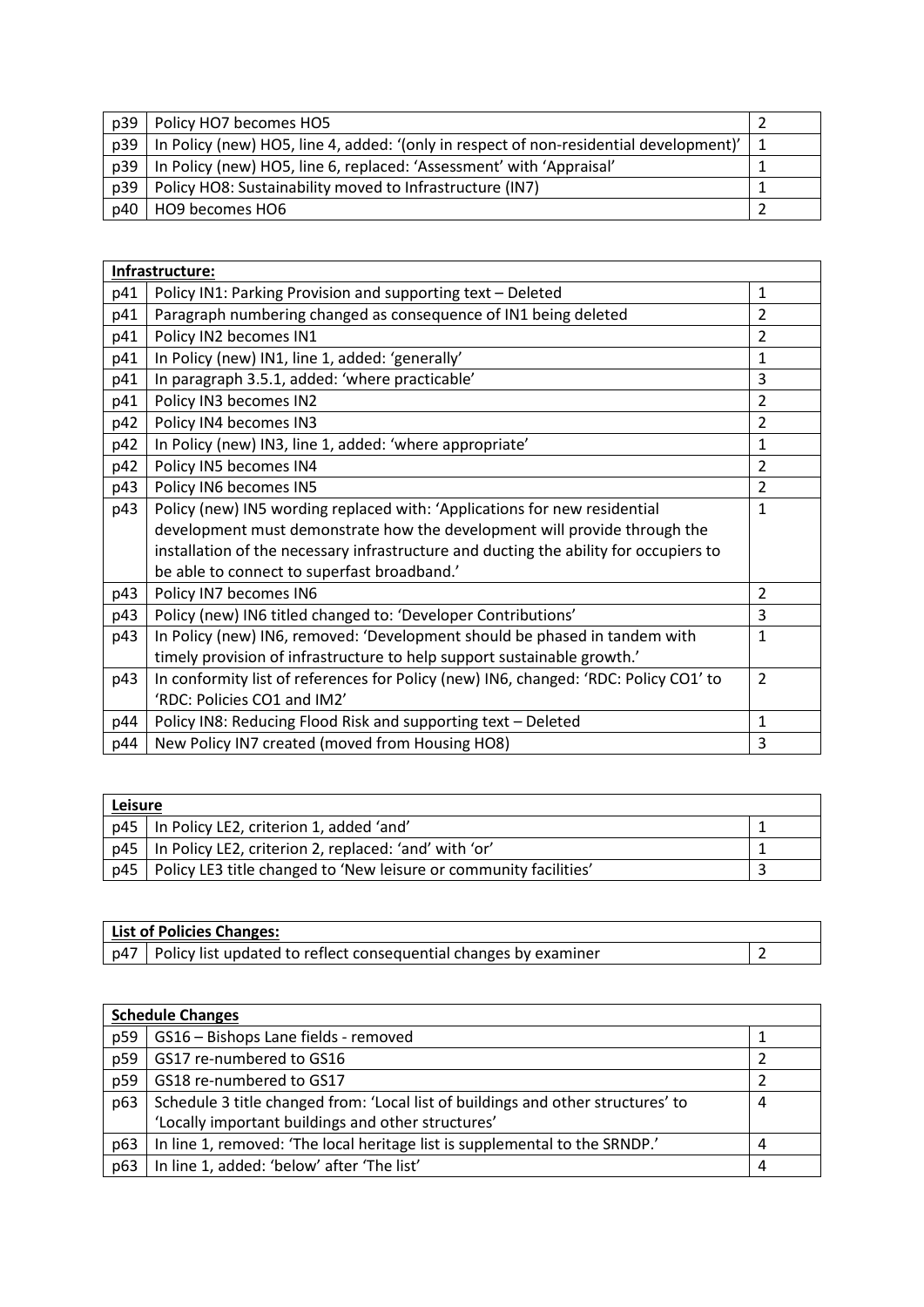| | | |
|---|---|---|
| p39 | Policy HO7 becomes HO5 | 2 |
| p39 | In Policy (new) HO5, line 4, added: '(only in respect of non-residential development)' | 1 |
| p39 | In Policy (new) HO5, line 6, replaced: 'Assessment' with 'Appraisal' | 1 |
| p39 | Policy HO8: Sustainability moved to Infrastructure (IN7) | 1 |
| p40 | HO9 becomes HO6 | 2 |

| **Infrastructure:** | | |
|---|---|---|
| p41 | Policy IN1: Parking Provision and supporting text – Deleted | 1 |
| p41 | Paragraph numbering changed as consequence of IN1 being deleted | 2 |
| p41 | Policy IN2 becomes IN1 | 2 |
| p41 | In Policy (new) IN1, line 1, added: 'generally' | 1 |
| p41 | In paragraph 3.5.1, added: 'where practicable' | 3 |
| p41 | Policy IN3 becomes IN2 | 2 |
| p42 | Policy IN4 becomes IN3 | 2 |
| p42 | In Policy (new) IN3, line 1, added: 'where appropriate' | 1 |
| p42 | Policy IN5 becomes IN4 | 2 |
| p43 | Policy IN6 becomes IN5 | 2 |
| p43 | Policy (new) IN5 wording replaced with: 'Applications for new residential development must demonstrate how the development will provide through the installation of the necessary infrastructure and ducting the ability for occupiers to be able to connect to superfast broadband.' | 1 |
| p43 | Policy IN7 becomes IN6 | 2 |
| p43 | Policy (new) IN6 titled changed to: 'Developer Contributions' | 3 |
| p43 | In Policy (new) IN6, removed: 'Development should be phased in tandem with timely provision of infrastructure to help support sustainable growth.' | 1 |
| p43 | In conformity list of references for Policy (new) IN6, changed: 'RDC: Policy CO1' to 'RDC: Policies CO1 and IM2' | 2 |
| p44 | Policy IN8: Reducing Flood Risk and supporting text – Deleted | 1 |
| p44 | New Policy IN7 created (moved from Housing HO8) | 3 |

| **Leisure** | | |
|---|---|---|
| p45 | In Policy LE2, criterion 1, added 'and' | 1 |
| p45 | In Policy LE2, criterion 2, replaced: 'and' with 'or' | 1 |
| p45 | Policy LE3 title changed to 'New leisure or community facilities' | 3 |

| **List of Policies Changes:** | | |
|---|---|---|
| p47 | Policy list updated to reflect consequential changes by examiner | 2 |

| **Schedule Changes** | | |
|---|---|---|
| p59 | GS16 – Bishops Lane fields - removed | 1 |
| p59 | GS17 re-numbered to GS16 | 2 |
| p59 | GS18 re-numbered to GS17 | 2 |
| p63 | Schedule 3 title changed from: 'Local list of buildings and other structures' to 'Locally important buildings and other structures' | 4 |
| p63 | In line 1, removed: 'The local heritage list is supplemental to the SRNDP.' | 4 |
| p63 | In line 1, added: 'below' after 'The list' | 4 |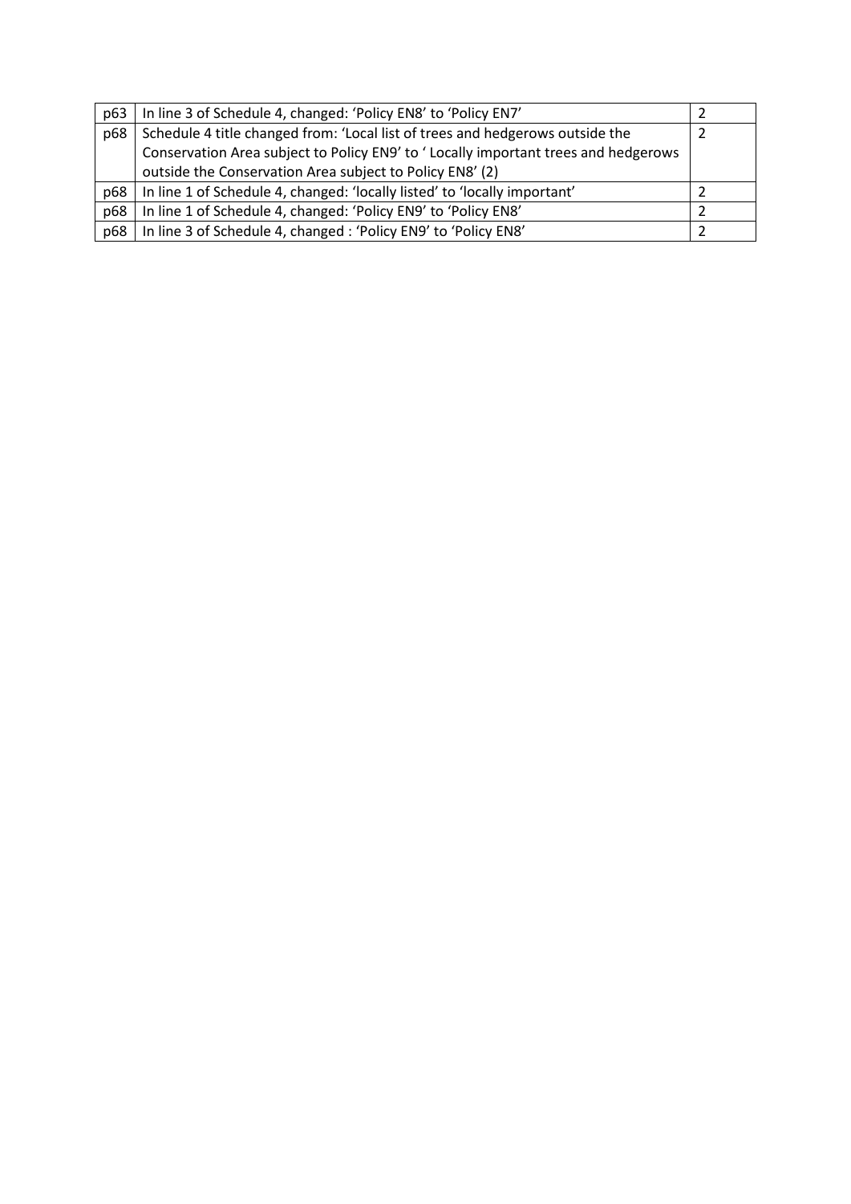| | | |
|---|---|---|
| p63 | In line 3 of Schedule 4, changed: 'Policy EN8' to 'Policy EN7' | 2 |
| p68 | Schedule 4 title changed from: 'Local list of trees and hedgerows outside the Conservation Area subject to Policy EN9' to ' Locally important trees and hedgerows outside the Conservation Area subject to Policy EN8' (2) | 2 |
| p68 | In line 1 of Schedule 4, changed: 'locally listed' to 'locally important' | 2 |
| p68 | In line 1 of Schedule 4, changed: 'Policy EN9' to 'Policy EN8' | 2 |
| p68 | In line 3 of Schedule 4, changed : 'Policy EN9' to 'Policy EN8' | 2 |